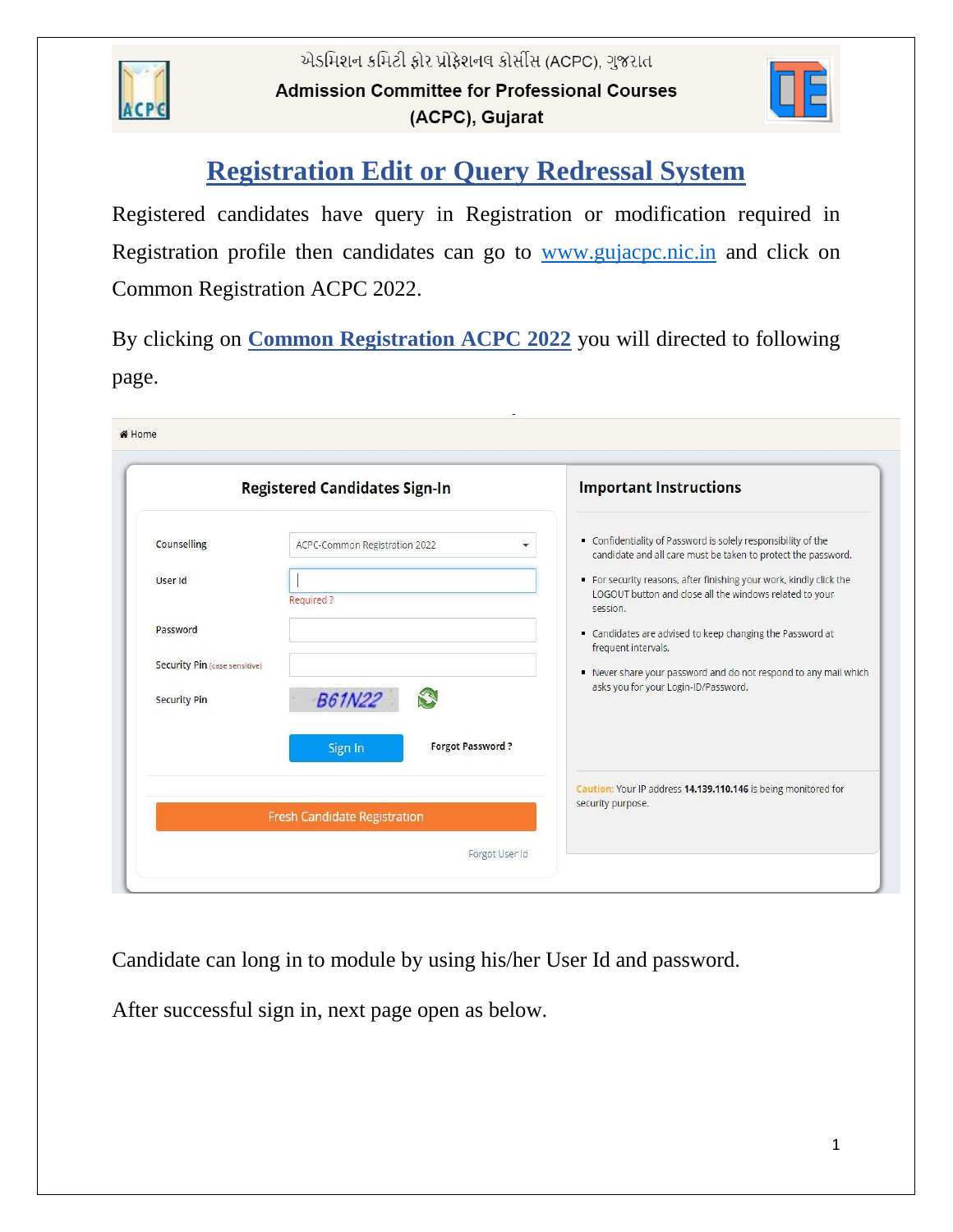એડમિશન કમિટી ફોર પ્રોફેશનલ કોર્સીસ (ACPC), ગુજરાત

**Admission Committee for Professional Courses (ACPC), Gujarat**

# Registration Edit or Query Redressal System

Registered candidates have query in Registration or modification required in Registration profile then candidates can go to www.gujacpc.nic.in and click on Common Registration ACPC 2022.

By clicking on **Common Registration ACPC 2022** you will directed to following page.

Home

**Registered Candidates Sign-In**

Counselling: ACPC-Common Registration 2022

User Id: Required ?

Password

Security Pin (case sensitive)

Security Pin: B61N22

Sign In | Forgot Password ?

Fresh Candidate Registration

Forgot User Id

**Important Instructions**

- Confidentiality of Password is solely responsibility of the candidate and all care must be taken to protect the password.
- For security reasons, after finishing your work, kindly click the LOGOUT button and close all the windows related to your session.
- Candidates are advised to keep changing the Password at frequent intervals.
- Never share your password and do not respond to any mail which asks you for your Login-ID/Password.

Caution: Your IP address **14.139.110.146** is being monitored for security purpose.

Candidate can long in to module by using his/her User Id and password.

After successful sign in, next page open as below.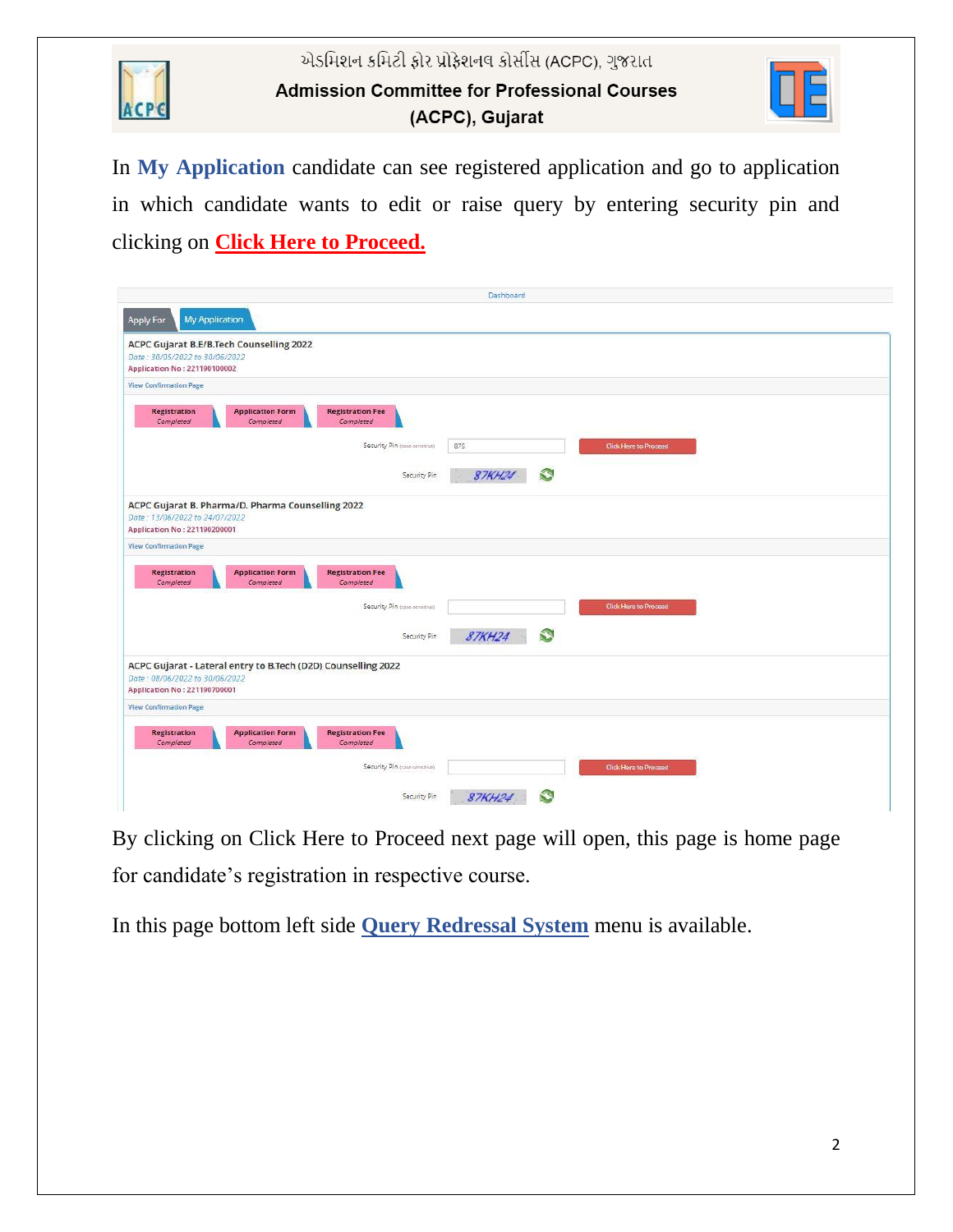In **My Application** candidate can see registered application and go to application in which candidate wants to edit or raise query by entering security pin and clicking on **Click Here to Proceed.**

Dashboard

Apply For | My Application

**ACPC Gujarat B.E/B.Tech Counselling 2022**
Date : 30/05/2022 to 30/06/2022
Application No : 221190100002
View Confirmation Page

Registration Completed | Application Form Completed | Registration Fee Completed

Security Pin (case sensitive): 87S — Click Here to Proceed
Security Pin: 87KH24

**ACPC Gujarat B. Pharma/D. Pharma Counselling 2022**
Date : 13/06/2022 to 24/07/2022
Application No : 221190200001
View Confirmation Page

Registration Completed | Application Form Completed | Registration Fee Completed

Security Pin (case sensitive): — Click Here to Proceed
Security Pin: 87KH24

**ACPC Gujarat - Lateral entry to B.Tech (D2D) Counselling 2022**
Date : 08/06/2022 to 30/06/2022
Application No : 221190700001
View Confirmation Page

Registration Completed | Application Form Completed | Registration Fee Completed

Security Pin (case sensitive): — Click Here to Proceed
Security Pin: 87KH24

By clicking on Click Here to Proceed next page will open, this page is home page for candidate's registration in respective course.

In this page bottom left side **Query Redressal System** menu is available.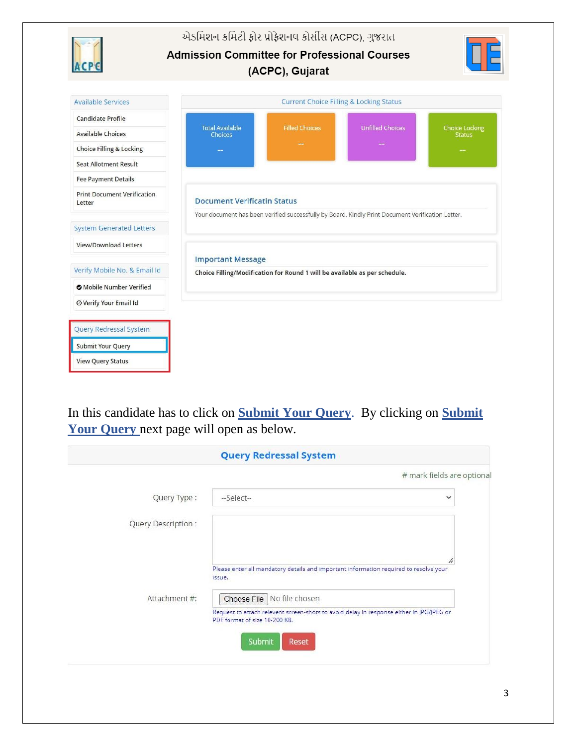એડમિશન કમિટી ફોર પ્રોફેશનલ કોર્સીસ (ACPC), ગુજરાત

**Admission Committee for Professional Courses (ACPC), Gujarat**

**Available Services**

- Candidate Profile
- Available Choices
- Choice Filling & Locking
- Seat Allotment Result
- Fee Payment Details
- Print Document Verification Letter

**System Generated Letters**

- View/Download Letters

**Verify Mobile No. & Email Id**

- Mobile Number Verified
- Verify Your Email Id

**Query Redressal System**

- Submit Your Query
- View Query Status

**Current Choice Filling & Locking Status**

| Total Available Choices | Filled Choices | Unfilled Choices | Choice Locking Status |
|---|---|---|---|
| -- | -- | -- | -- |

**Document Verificatin Status**

Your document has been verified successfully by Board. Kindly Print Document Verification Letter.

**Important Message**

**Choice Filling/Modification for Round 1 will be available as per schedule.**

In this candidate has to click on **Submit Your Query**. By clicking on **Submit Your Query** next page will open as below.

## Query Redressal System

# mark fields are optional

Query Type : --Select--

Query Description :

Please enter all mandatory details and important information required to resolve your issue.

Attachment #: Choose File No file chosen

Request to attach relevent screen-shots to avoid delay in response either in JPG/JPEG or PDF format of size 10-200 KB.

Submit Reset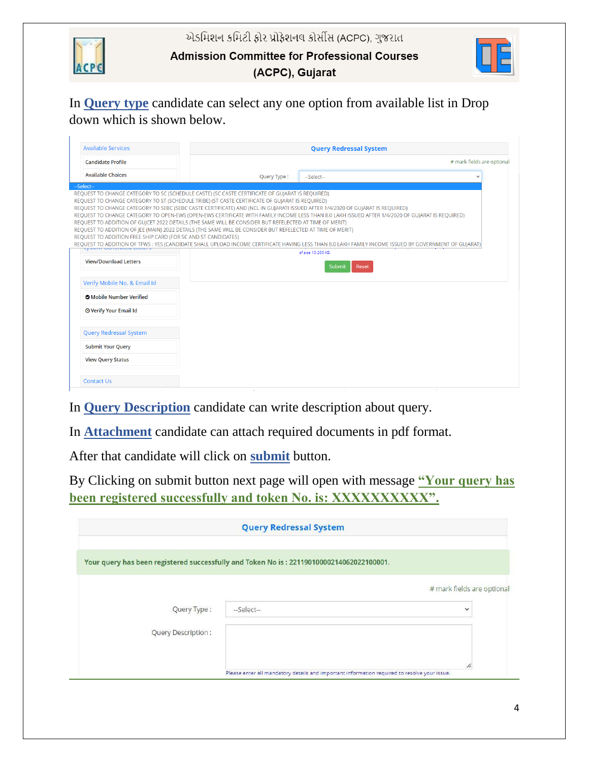In **Query type** candidate can select any one option from available list in Drop down which is shown below.

Available Services

Candidate Profile

Available Choices

Query Redressal System

# mark fields are optional

Query Type : --Select--

--Select--

REQUEST TO CHANGE CATEGORY TO SC (SCHEDULE CASTE) (SC CASTE CERTIFICATE OF GUJARAT IS REQUIRED)

REQUEST TO CHANGE CATEGORY TO ST (SCHEDULE TRIBE) (ST CASTE CERTIFICATE OF GUJARAT IS REQUIRED)

REQUEST TO CHANGE CATEGORY TO SEBC (SEBC CASTE CERTIFICATE) AND (NCL IN GUJARATI ISSUED AFTER 1/4/2020 OF GUJARAT IS REQUIRED)

REQUEST TO CHANGE CATEGORY TO OPEN-EWS (OPEN-EWS CERTIFICATE WITH FAMILY INCOME LESS THAN 8.0 LAKH ISSUED AFTER 1/4/2020 OF GUJARAT IS REQUIRED)

REQUEST TO ADDITION OF GUJCET 2022 DETAILS (THE SAME WILL BE CONSIDER BUT REFELECTED AT TIME OF MERIT)

REQUEST TO ADDITION OF JEE (MAIN) 2022 DETAILS (THE SAME WILL BE CONSIDER BUT REFELECTED AT TIME OF MERIT)

REQUEST TO ADDITION FREE SHIP CARD (FOR SC AND ST CANDIDATES)

REQUEST TO ADDITION OF TFWS : YES (CANDIDATE SHALL UPLOAD INCOME CERTIFICATE HAVING LESS THAN 8.0 LAKH FAMILY INCOME ISSUED BY GOVERNMENT OF GUJARAT)

of size 10-200 KB.

Submit | Reset

View/Download Letters

Verify Mobile No. & Email Id

Mobile Number Verified

Verify Your Email Id

Query Redressal System

Submit Your Query

View Query Status

Contact Us

In **Query Description** candidate can write description about query.

In **Attachment** candidate can attach required documents in pdf format.

After that candidate will click on **submit** button.

By Clicking on submit button next page will open with message **"Your query has been registered successfully and token No. is: XXXXXXXXXX".**

Query Redressal System

Your query has been registered successfully and Token No is : 22119010000214062022100001.

# mark fields are optional

Query Type : --Select--

Query Description :

Please enter all mandatory details and important information required to resolve your issue.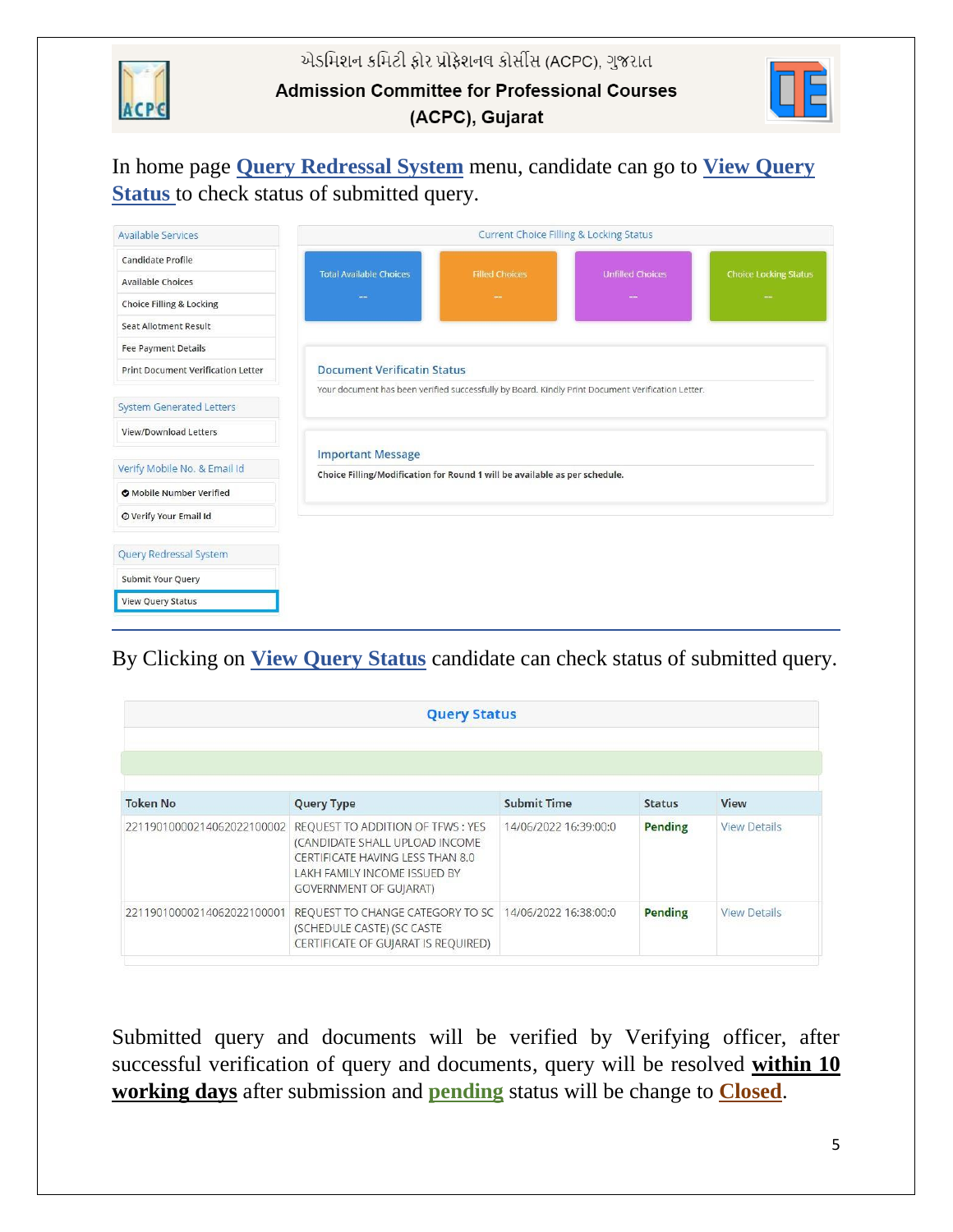એડમિશન કમિટી ફોર પ્રોફેશનલ કોર્સીસ (ACPC), ગુજરાત

**Admission Committee for Professional Courses (ACPC), Gujarat**

In home page **Query Redressal System** menu, candidate can go to **View Query Status** to check status of submitted query.

Available Services
- Candidate Profile
- Available Choices
- Choice Filling & Locking
- Seat Allotment Result
- Fee Payment Details
- Print Document Verification Letter

System Generated Letters
- View/Download Letters

Verify Mobile No. & Email Id
- Mobile Number Verified
- Verify Your Email Id

Query Redressal System
- Submit Your Query
- View Query Status

Current Choice Filling & Locking Status

| Total Available Choices | Filled Choices | Unfilled Choices | Choice Locking Status |
|---|---|---|---|
| -- | -- | -- | -- |

Document Verificatin Status

Your document has been verified successfully by Board. Kindly Print Document Verification Letter.

Important Message

**Choice Filling/Modification for Round 1 will be available as per schedule.**

By Clicking on **View Query Status** candidate can check status of submitted query.

**Query Status**

| Token No | Query Type | Submit Time | Status | View |
|---|---|---|---|---|
| 22119010000214062022100002 | REQUEST TO ADDITION OF TFWS : YES (CANDIDATE SHALL UPLOAD INCOME CERTIFICATE HAVING LESS THAN 8.0 LAKH FAMILY INCOME ISSUED BY GOVERNMENT OF GUJARAT) | 14/06/2022 16:39:00:0 | Pending | View Details |
| 22119010000214062022100001 | REQUEST TO CHANGE CATEGORY TO SC (SCHEDULE CASTE) (SC CASTE CERTIFICATE OF GUJARAT IS REQUIRED) | 14/06/2022 16:38:00:0 | Pending | View Details |

Submitted query and documents will be verified by Verifying officer, after successful verification of query and documents, query will be resolved **within 10 working days** after submission and **pending** status will be change to **Closed**.